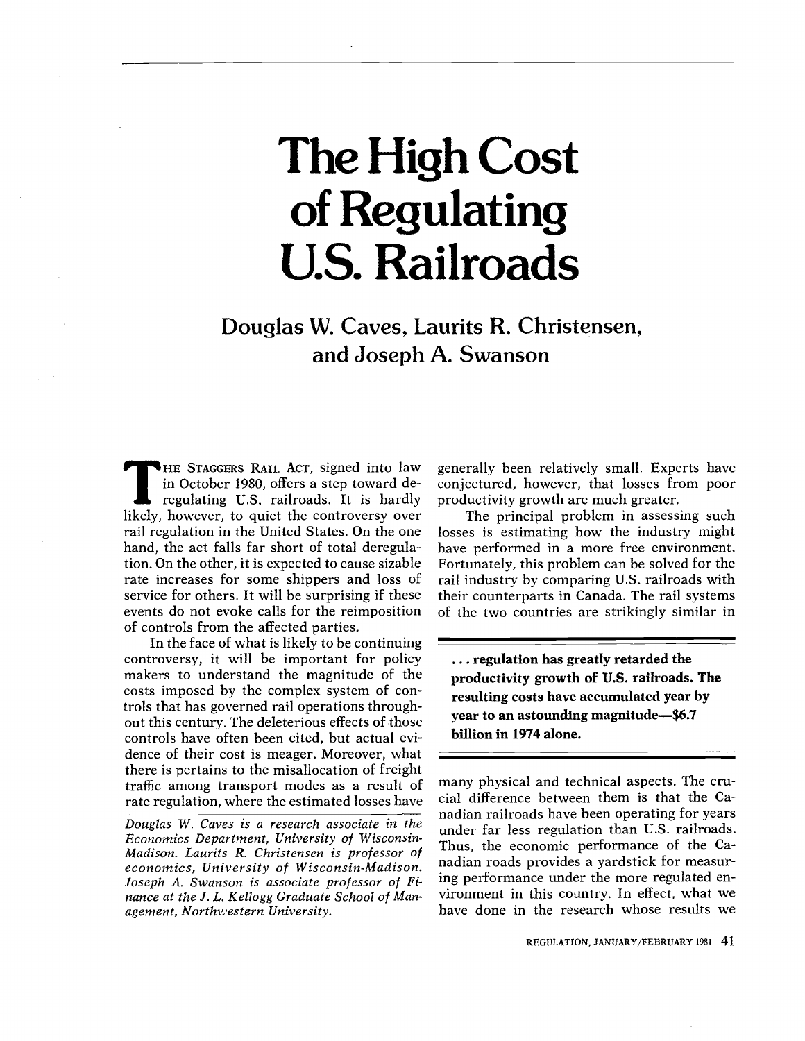# The High Cost of Regulating U.S. Railroads

## Douglas W. Caves, Laurits R. Christensen, and Joseph A. Swanson

THE STAGGERS RAIL ACT, signed into law in October 1980, offers a step toward deregulating U.S. railroads. It is hardly likely, however, to quiet the controversy over rail regulation in the United States. On the one hand, the act falls far short of total deregulation. On the other, it is expected to cause sizable rate increases for some shippers and loss of service for others. It will be surprising if these events do not evoke calls for the reimposition of controls from the affected parties.

In the face of what is likely to be continuing controversy, it will be important for policy makers to understand the magnitude of the costs imposed by the complex system of controls that has governed rail operations throughout this century. The deleterious effects of those controls have often been cited, but actual evidence of their cost is meager. Moreover, what there is pertains to the misallocation of freight traffic among transport modes as a result of rate regulation, where the estimated losses have generally been relatively small. Experts have conjectured, however, that losses from poor productivity growth are much greater.

The principal problem in assessing such losses is estimating how the industry might have performed in a more free environment. Fortunately, this problem can be solved for the rail industry by comparing U.S. railroads with their counterparts in Canada. The rail systems of the two countries are strikingly similar in many physical and technical aspects. The crucial difference between them is that the Canadian railroads have been operating for years under far less regulation than U.S. railroads. Thus, the economic performance of the Canadian roads provides a yardstick for measuring performance under the more regulated environment in this country. In effect, what we have done in the research whose results we

> **. . . regulation has greatly retarded the productivity growth of U.S. railroads. The resulting costs have accumulated year by year to an astounding magnitude—$6.7 billion in 1974 alone.**

*Douglas W. Caves is a research associate in the Economics Department, University of Wisconsin-Madison. Laurits R. Christensen is professor of economics, University of Wisconsin-Madison. Joseph A. Swanson is associate professor of Finance at the J. L. Kellogg Graduate School of Management, Northwestern University.*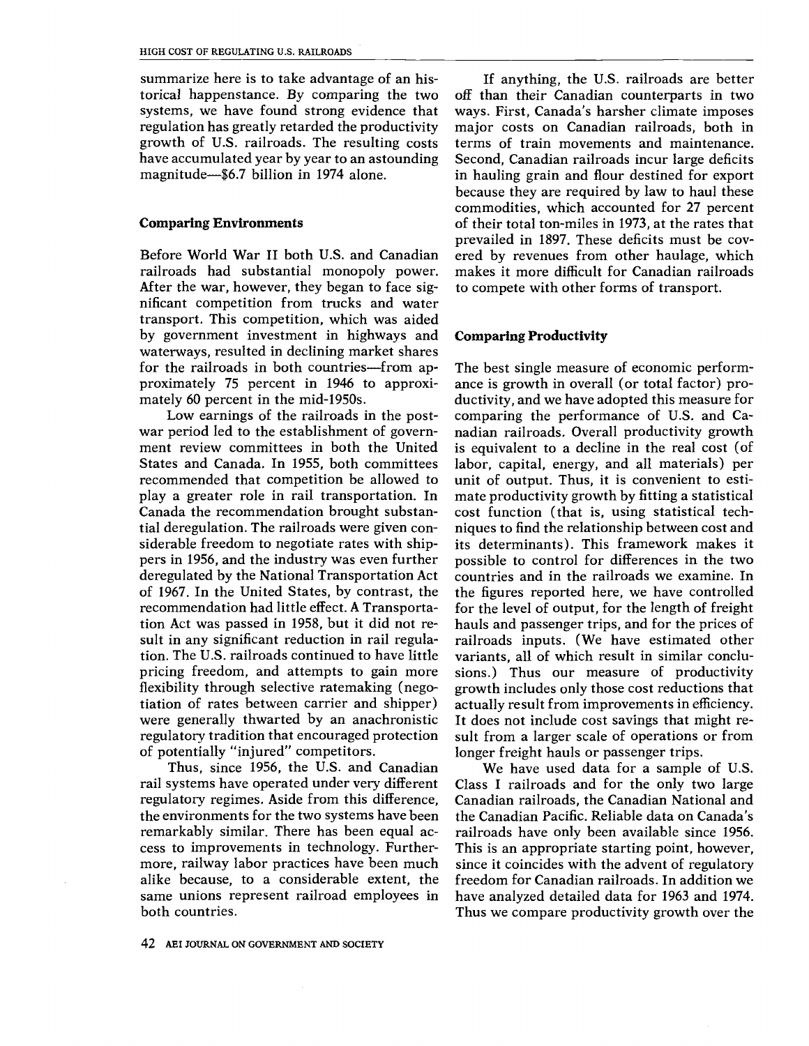summarize here is to take advantage of an historical happenstance. By comparing the two systems, we have found strong evidence that regulation has greatly retarded the productivity growth of U.S. railroads. The resulting costs have accumulated year by year to an astounding magnitude—$6.7 billion in 1974 alone.

### Comparing Environments

Before World War II both U.S. and Canadian railroads had substantial monopoly power. After the war, however, they began to face significant competition from trucks and water transport. This competition, which was aided by government investment in highways and waterways, resulted in declining market shares for the railroads in both countries—from approximately 75 percent in 1946 to approximately 60 percent in the mid-1950s.

Low earnings of the railroads in the postwar period led to the establishment of government review committees in both the United States and Canada. In 1955, both committees recommended that competition be allowed to play a greater role in rail transportation. In Canada the recommendation brought substantial deregulation. The railroads were given considerable freedom to negotiate rates with shippers in 1956, and the industry was even further deregulated by the National Transportation Act of 1967. In the United States, by contrast, the recommendation had little effect. A Transportation Act was passed in 1958, but it did not result in any significant reduction in rail regulation. The U.S. railroads continued to have little pricing freedom, and attempts to gain more flexibility through selective ratemaking (negotiation of rates between carrier and shipper) were generally thwarted by an anachronistic regulatory tradition that encouraged protection of potentially "injured" competitors.

Thus, since 1956, the U.S. and Canadian rail systems have operated under very different regulatory regimes. Aside from this difference, the environments for the two systems have been remarkably similar. There has been equal access to improvements in technology. Furthermore, railway labor practices have been much alike because, to a considerable extent, the same unions represent railroad employees in both countries.

If anything, the U.S. railroads are better off than their Canadian counterparts in two ways. First, Canada's harsher climate imposes major costs on Canadian railroads, both in terms of train movements and maintenance. Second, Canadian railroads incur large deficits in hauling grain and flour destined for export because they are required by law to haul these commodities, which accounted for 27 percent of their total ton-miles in 1973, at the rates that prevailed in 1897. These deficits must be covered by revenues from other haulage, which makes it more difficult for Canadian railroads to compete with other forms of transport.

### Comparing Productivity

The best single measure of economic performance is growth in overall (or total factor) productivity, and we have adopted this measure for comparing the performance of U.S. and Canadian railroads. Overall productivity growth is equivalent to a decline in the real cost (of labor, capital, energy, and all materials) per unit of output. Thus, it is convenient to estimate productivity growth by fitting a statistical cost function (that is, using statistical techniques to find the relationship between cost and its determinants). This framework makes it possible to control for differences in the two countries and in the railroads we examine. In the figures reported here, we have controlled for the level of output, for the length of freight hauls and passenger trips, and for the prices of railroads inputs. (We have estimated other variants, all of which result in similar conclusions.) Thus our measure of productivity growth includes only those cost reductions that actually result from improvements in efficiency. It does not include cost savings that might result from a larger scale of operations or from longer freight hauls or passenger trips.

We have used data for a sample of U.S. Class I railroads and for the only two large Canadian railroads, the Canadian National and the Canadian Pacific. Reliable data on Canada's railroads have only been available since 1956. This is an appropriate starting point, however, since it coincides with the advent of regulatory freedom for Canadian railroads. In addition we have analyzed detailed data for 1963 and 1974. Thus we compare productivity growth over the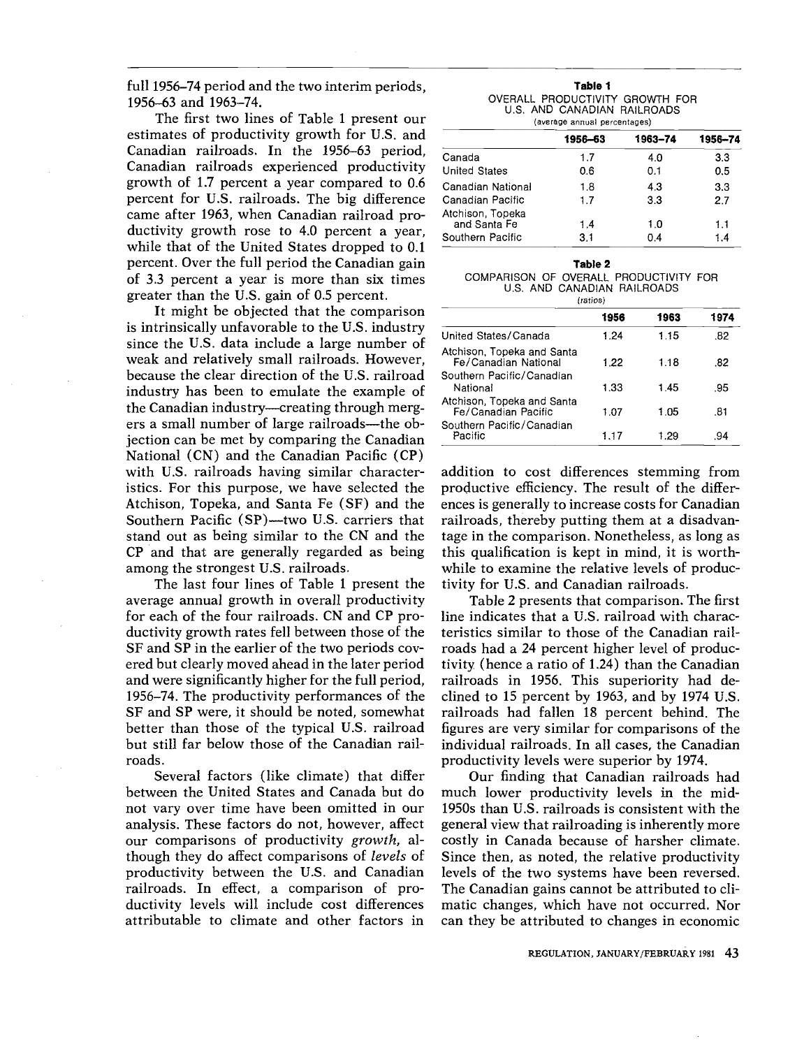full 1956–74 period and the two interim periods, 1956–63 and 1963–74.

The first two lines of Table 1 present our estimates of productivity growth for U.S. and Canadian railroads. In the 1956–63 period, Canadian railroads experienced productivity growth of 1.7 percent a year compared to 0.6 percent for U.S. railroads. The big difference came after 1963, when Canadian railroad productivity growth rose to 4.0 percent a year, while that of the United States dropped to 0.1 percent. Over the full period the Canadian gain of 3.3 percent a year is more than six times greater than the U.S. gain of 0.5 percent.

It might be objected that the comparison is intrinsically unfavorable to the U.S. industry since the U.S. data include a large number of weak and relatively small railroads. However, because the clear direction of the U.S. railroad industry has been to emulate the example of the Canadian industry—creating through mergers a small number of large railroads—the objection can be met by comparing the Canadian National (CN) and the Canadian Pacific (CP) with U.S. railroads having similar characteristics. For this purpose, we have selected the Atchison, Topeka, and Santa Fe (SF) and the Southern Pacific (SP)—two U.S. carriers that stand out as being similar to the CN and the CP and that are generally regarded as being among the strongest U.S. railroads.

The last four lines of Table 1 present the average annual growth in overall productivity for each of the four railroads. CN and CP productivity growth rates fell between those of the SF and SP in the earlier of the two periods covered but clearly moved ahead in the later period and were significantly higher for the full period, 1956–74. The productivity performances of the SF and SP were, it should be noted, somewhat better than those of the typical U.S. railroad but still far below those of the Canadian railroads.

Several factors (like climate) that differ between the United States and Canada but do not vary over time have been omitted in our analysis. These factors do not, however, affect our comparisons of productivity *growth*, although they do affect comparisons of *levels* of productivity between the U.S. and Canadian railroads. In effect, a comparison of productivity levels will include cost differences attributable to climate and other factors in addition to cost differences stemming from productive efficiency. The result of the differences is generally to increase costs for Canadian railroads, thereby putting them at a disadvantage in the comparison. Nonetheless, as long as this qualification is kept in mind, it is worthwhile to examine the relative levels of productivity for U.S. and Canadian railroads.

**Table 1**
OVERALL PRODUCTIVITY GROWTH FOR U.S. AND CANADIAN RAILROADS
(average annual percentages)

| | 1956–63 | 1963–74 | 1956–74 |
|---|---|---|---|
| Canada | 1.7 | 4.0 | 3.3 |
| United States | 0.6 | 0.1 | 0.5 |
| Canadian National | 1.8 | 4.3 | 3.3 |
| Canadian Pacific | 1.7 | 3.3 | 2.7 |
| Atchison, Topeka and Santa Fe | 1.4 | 1.0 | 1.1 |
| Southern Pacific | 3.1 | 0.4 | 1.4 |

**Table 2**
COMPARISON OF OVERALL PRODUCTIVITY FOR U.S. AND CANADIAN RAILROADS
(ratios)

| | 1956 | 1963 | 1974 |
|---|---|---|---|
| United States/Canada | 1.24 | 1.15 | .82 |
| Atchison, Topeka and Santa Fe/Canadian National | 1.22 | 1.18 | .82 |
| Southern Pacific/Canadian National | 1.33 | 1.45 | .95 |
| Atchison, Topeka and Santa Fe/Canadian Pacific | 1.07 | 1.05 | .81 |
| Southern Pacific/Canadian Pacific | 1.17 | 1.29 | .94 |

Table 2 presents that comparison. The first line indicates that a U.S. railroad with characteristics similar to those of the Canadian railroads had a 24 percent higher level of productivity (hence a ratio of 1.24) than the Canadian railroads in 1956. This superiority had declined to 15 percent by 1963, and by 1974 U.S. railroads had fallen 18 percent behind. The figures are very similar for comparisons of the individual railroads. In all cases, the Canadian productivity levels were superior by 1974.

Our finding that Canadian railroads had much lower productivity levels in the mid-1950s than U.S. railroads is consistent with the general view that railroading is inherently more costly in Canada because of harsher climate. Since then, as noted, the relative productivity levels of the two systems have been reversed. The Canadian gains cannot be attributed to climatic changes, which have not occurred. Nor can they be attributed to changes in economic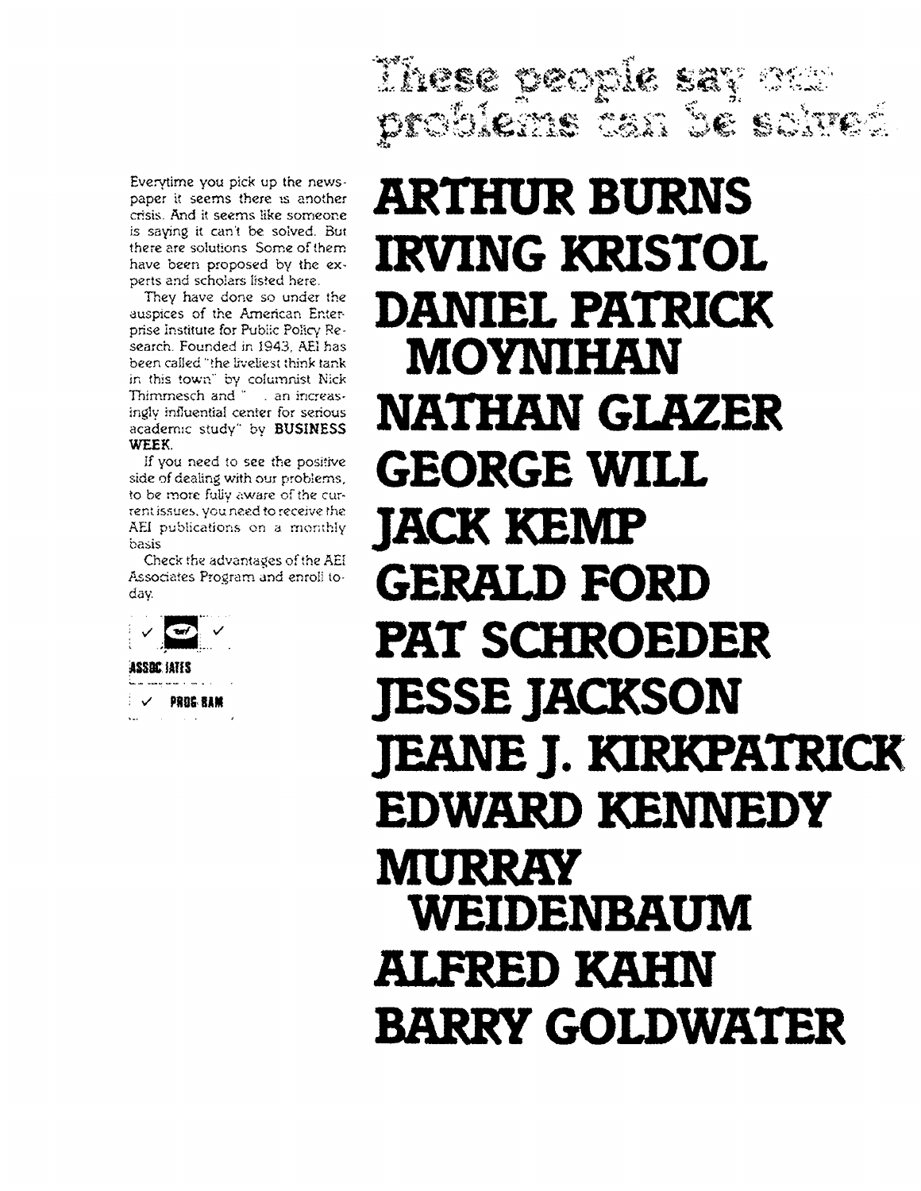# These people say our problems can be solved

Everytime you pick up the newspaper it seems there is another crisis. And it seems like someone is saying it can't be solved. But there are solutions. Some of them have been proposed by the experts and scholars listed here.

They have done so under the auspices of the American Enterprise Institute for Public Policy Research. Founded in 1943, AEI has been called "the liveliest think tank in this town" by columnist Nick Thimmesch and ". . . an increasingly influential center for serious academic study" by **BUSINESS WEEK**.

If you need to see the positive side of dealing with our problems, to be more fully aware of the current issues, you need to receive the AEI publications on a monthly basis.

Check the advantages of the AEI Associates Program and enroll today.

✓ AEI ✓

ASSOCIATES

✓ PROGRAM

**ARTHUR BURNS**

**IRVING KRISTOL**

**DANIEL PATRICK MOYNIHAN**

**NATHAN GLAZER**

**GEORGE WILL**

**JACK KEMP**

**GERALD FORD**

**PAT SCHROEDER**

**JESSE JACKSON**

**JEANE J. KIRKPATRICK**

**EDWARD KENNEDY**

**MURRAY WEIDENBAUM**

**ALFRED KAHN**

**BARRY GOLDWATER**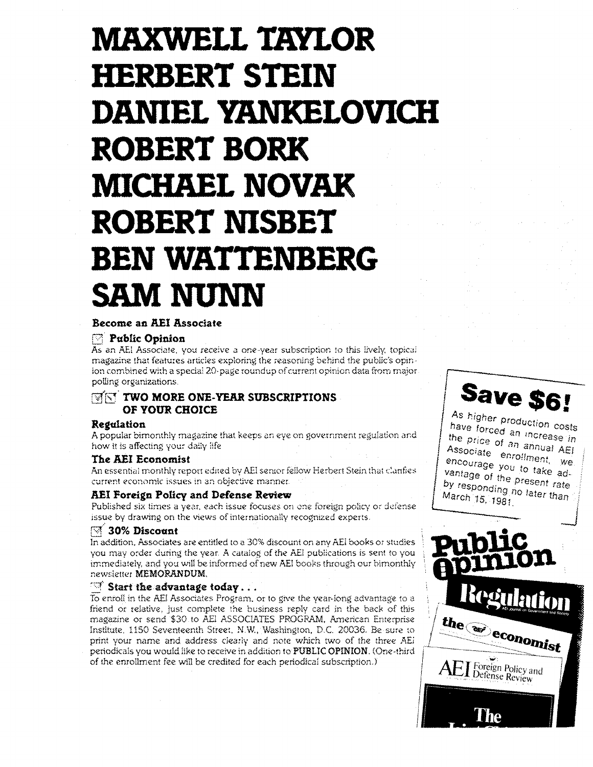# MAXWELL TAYLOR
# HERBERT STEIN
# DANIEL YANKELOVICH
# ROBERT BORK
# MICHAEL NOVAK
# ROBERT NISBET
# BEN WATTENBERG
# SAM NUNN

## Become an AEI Associate

### ☑ Public Opinion

As an AEI Associate, you receive a one-year subscription to this lively, topical magazine that features articles exploring the reasoning behind the public's opinion combined with a special 20-page roundup of current opinion data from major polling organizations.

### ☑☑ TWO MORE ONE-YEAR SUBSCRIPTIONS OF YOUR CHOICE

**Regulation**

A popular bimonthly magazine that keeps an eye on government regulation and how it is affecting your daily life

**The AEI Economist**

An essential monthly report edited by AEI senior fellow Herbert Stein that clarifies current economic issues in an objective manner.

**AEI Foreign Policy and Defense Review**

Published six times a year, each issue focuses on one foreign policy or defense issue by drawing on the views of internationally recognized experts.

### ☑ 30% Discount

In addition, Associates are entitled to a 30% discount on any AEI books or studies you may order during the year. A catalog of the AEI publications is sent to you immediately, and you will be informed of new AEI books through our bimonthly newsletter **MEMORANDUM.**

### ☑ Start the advantage today . . .

To enroll in the AEI Associates Program, or to give the year-long advantage to a friend or relative, just complete the business reply card in the back of this magazine or send $30 to AEI ASSOCIATES PROGRAM, American Enterprise Institute, 1150 Seventeenth Street, N.W., Washington, D.C. 20036. Be sure to print your name and address clearly and note which two of the three AEI periodicals you would like to receive in addition to **PUBLIC OPINION**. (One-third of the enrollment fee will be credited for each periodical subscription.)

**Save $6!**

As higher production costs have forced an increase in the price of an annual AEI Associate enrollment, we encourage you to take advantage of the present rate by responding no later than March 15, 1981.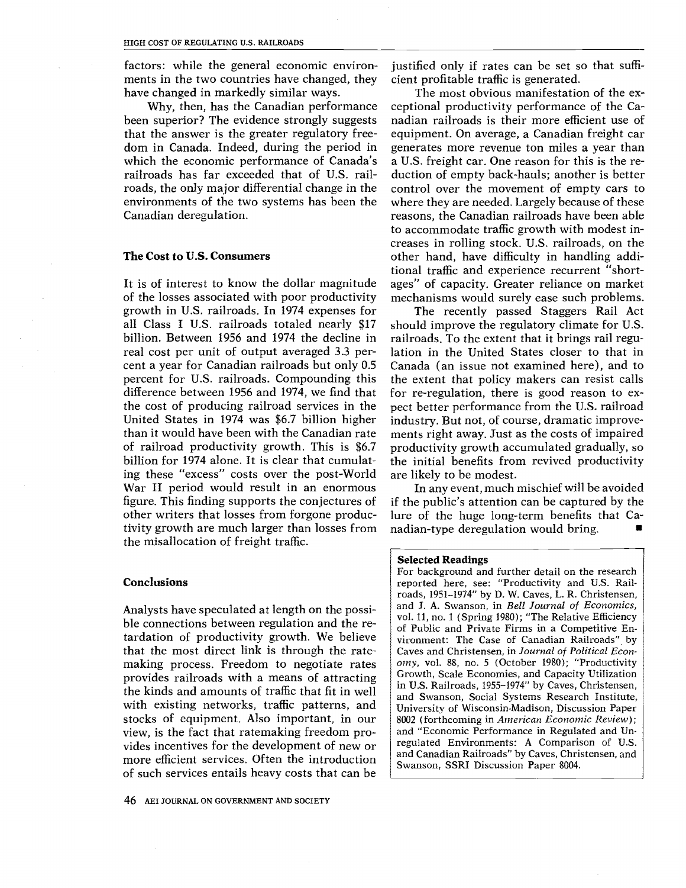factors: while the general economic environments in the two countries have changed, they have changed in markedly similar ways.

Why, then, has the Canadian performance been superior? The evidence strongly suggests that the answer is the greater regulatory freedom in Canada. Indeed, during the period in which the economic performance of Canada's railroads has far exceeded that of U.S. railroads, the only major differential change in the environments of the two systems has been the Canadian deregulation.

## The Cost to U.S. Consumers

It is of interest to know the dollar magnitude of the losses associated with poor productivity growth in U.S. railroads. In 1974 expenses for all Class I U.S. railroads totaled nearly $17 billion. Between 1956 and 1974 the decline in real cost per unit of output averaged 3.3 percent a year for Canadian railroads but only 0.5 percent for U.S. railroads. Compounding this difference between 1956 and 1974, we find that the cost of producing railroad services in the United States in 1974 was $6.7 billion higher than it would have been with the Canadian rate of railroad productivity growth. This is $6.7 billion for 1974 alone. It is clear that cumulating these "excess" costs over the post-World War II period would result in an enormous figure. This finding supports the conjectures of other writers that losses from forgone productivity growth are much larger than losses from the misallocation of freight traffic.

## Conclusions

Analysts have speculated at length on the possible connections between regulation and the retardation of productivity growth. We believe that the most direct link is through the ratemaking process. Freedom to negotiate rates provides railroads with a means of attracting the kinds and amounts of traffic that fit in well with existing networks, traffic patterns, and stocks of equipment. Also important, in our view, is the fact that ratemaking freedom provides incentives for the development of new or more efficient services. Often the introduction of such services entails heavy costs that can be justified only if rates can be set so that sufficient profitable traffic is generated.

The most obvious manifestation of the exceptional productivity performance of the Canadian railroads is their more efficient use of equipment. On average, a Canadian freight car generates more revenue ton miles a year than a U.S. freight car. One reason for this is the reduction of empty back-hauls; another is better control over the movement of empty cars to where they are needed. Largely because of these reasons, the Canadian railroads have been able to accommodate traffic growth with modest increases in rolling stock. U.S. railroads, on the other hand, have difficulty in handling additional traffic and experience recurrent "shortages" of capacity. Greater reliance on market mechanisms would surely ease such problems.

The recently passed Staggers Rail Act should improve the regulatory climate for U.S. railroads. To the extent that it brings rail regulation in the United States closer to that in Canada (an issue not examined here), and to the extent that policy makers can resist calls for re-regulation, there is good reason to expect better performance from the U.S. railroad industry. But not, of course, dramatic improvements right away. Just as the costs of impaired productivity growth accumulated gradually, so the initial benefits from revived productivity are likely to be modest.

In any event, much mischief will be avoided if the public's attention can be captured by the lure of the huge long-term benefits that Canadian-type deregulation would bring. ■

**Selected Readings**

For background and further detail on the research reported here, see: "Productivity and U.S. Railroads, 1951–1974" by D. W. Caves, L. R. Christensen, and J. A. Swanson, in *Bell Journal of Economics*, vol. 11, no. 1 (Spring 1980); "The Relative Efficiency of Public and Private Firms in a Competitive Environment: The Case of Canadian Railroads" by Caves and Christensen, in *Journal of Political Economy*, vol. 88, no. 5 (October 1980); "Productivity Growth, Scale Economies, and Capacity Utilization in U.S. Railroads, 1955–1974" by Caves, Christensen, and Swanson, Social Systems Research Institute, University of Wisconsin-Madison, Discussion Paper 8002 (forthcoming in *American Economic Review*); and "Economic Performance in Regulated and Unregulated Environments: A Comparison of U.S. and Canadian Railroads" by Caves, Christensen, and Swanson, SSRI Discussion Paper 8004.